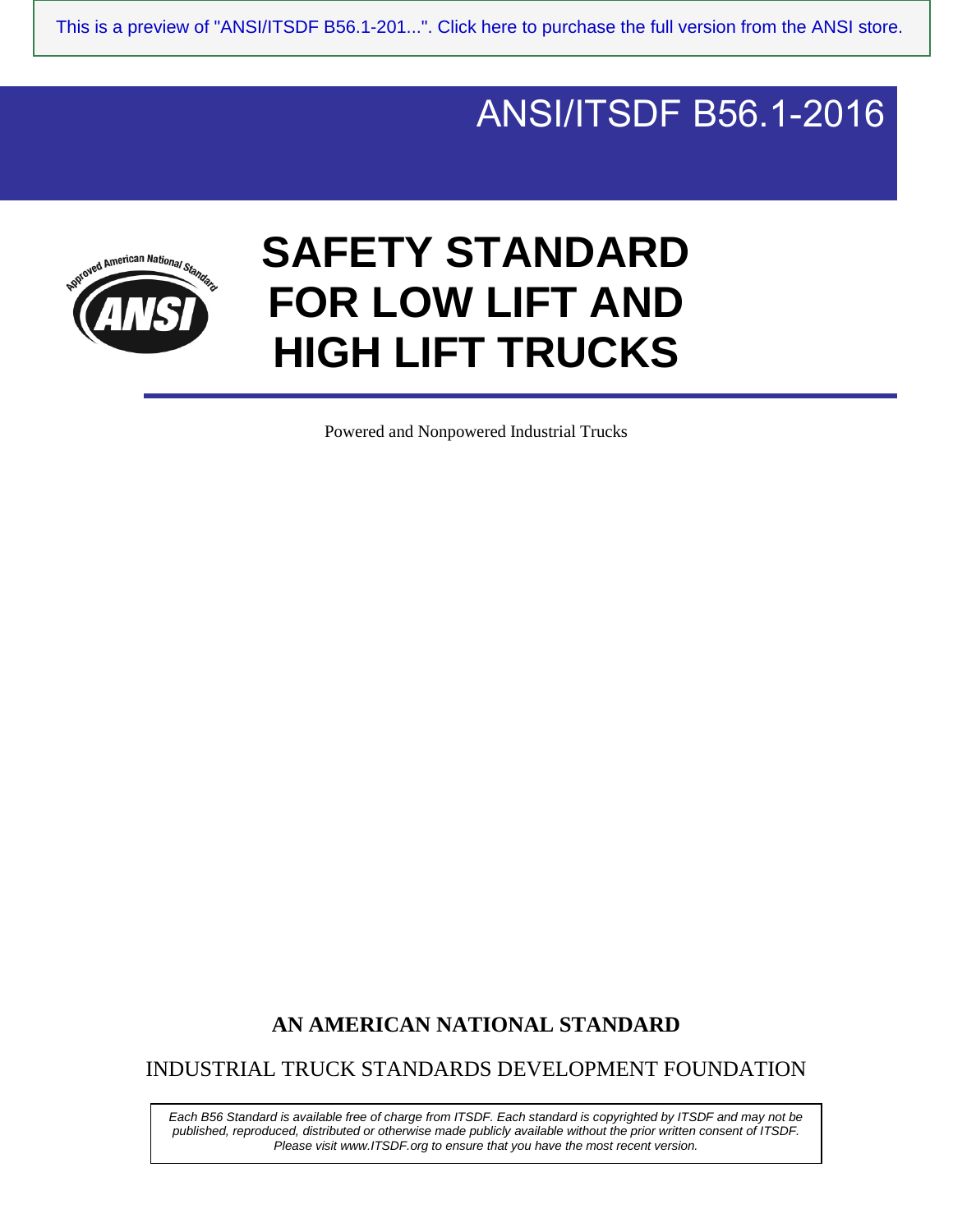This is a preview of "ANSI/ITSDF B56.1-201...". Click here to purchase the full version from the ANSI store.

ANSI/ITSDF B56.1-2016

Approved American National Standard

ANSI

# SAFETY STANDARD FOR LOW LIFT AND HIGH LIFT TRUCKS

Powered and Nonpowered Industrial Trucks

**AN AMERICAN NATIONAL STANDARD**

INDUSTRIAL TRUCK STANDARDS DEVELOPMENT FOUNDATION

*Each B56 Standard is available free of charge from ITSDF. Each standard is copyrighted by ITSDF and may not be published, reproduced, distributed or otherwise made publicly available without the prior written consent of ITSDF. Please visit www.ITSDF.org to ensure that you have the most recent version.*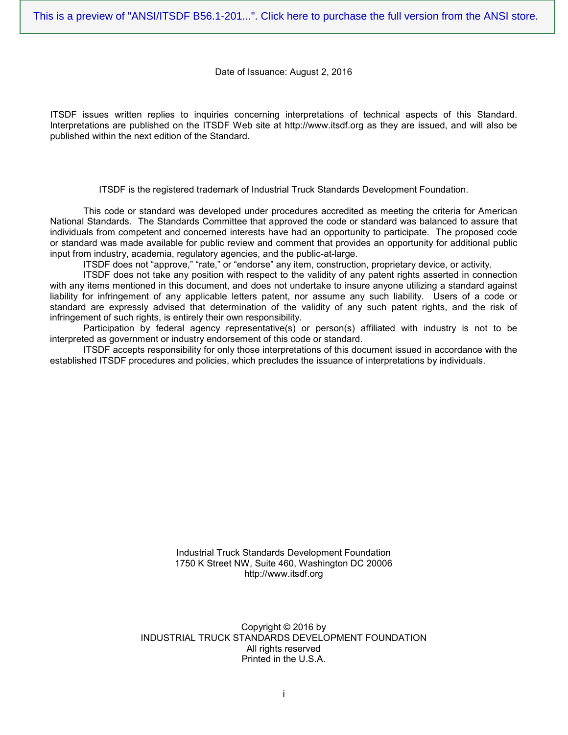Date of Issuance: August 2, 2016

ITSDF issues written replies to inquiries concerning interpretations of technical aspects of this Standard. Interpretations are published on the ITSDF Web site at http://www.itsdf.org as they are issued, and will also be published within the next edition of the Standard.

ITSDF is the registered trademark of Industrial Truck Standards Development Foundation.

This code or standard was developed under procedures accredited as meeting the criteria for American National Standards. The Standards Committee that approved the code or standard was balanced to assure that individuals from competent and concerned interests have had an opportunity to participate. The proposed code or standard was made available for public review and comment that provides an opportunity for additional public input from industry, academia, regulatory agencies, and the public-at-large.

ITSDF does not "approve," "rate," or "endorse" any item, construction, proprietary device, or activity.

ITSDF does not take any position with respect to the validity of any patent rights asserted in connection with any items mentioned in this document, and does not undertake to insure anyone utilizing a standard against liability for infringement of any applicable letters patent, nor assume any such liability. Users of a code or standard are expressly advised that determination of the validity of any such patent rights, and the risk of infringement of such rights, is entirely their own responsibility.

Participation by federal agency representative(s) or person(s) affiliated with industry is not to be interpreted as government or industry endorsement of this code or standard.

ITSDF accepts responsibility for only those interpretations of this document issued in accordance with the established ITSDF procedures and policies, which precludes the issuance of interpretations by individuals.

Industrial Truck Standards Development Foundation
1750 K Street NW, Suite 460, Washington DC 20006
http://www.itsdf.org

Copyright © 2016 by
INDUSTRIAL TRUCK STANDARDS DEVELOPMENT FOUNDATION
All rights reserved
Printed in the U.S.A.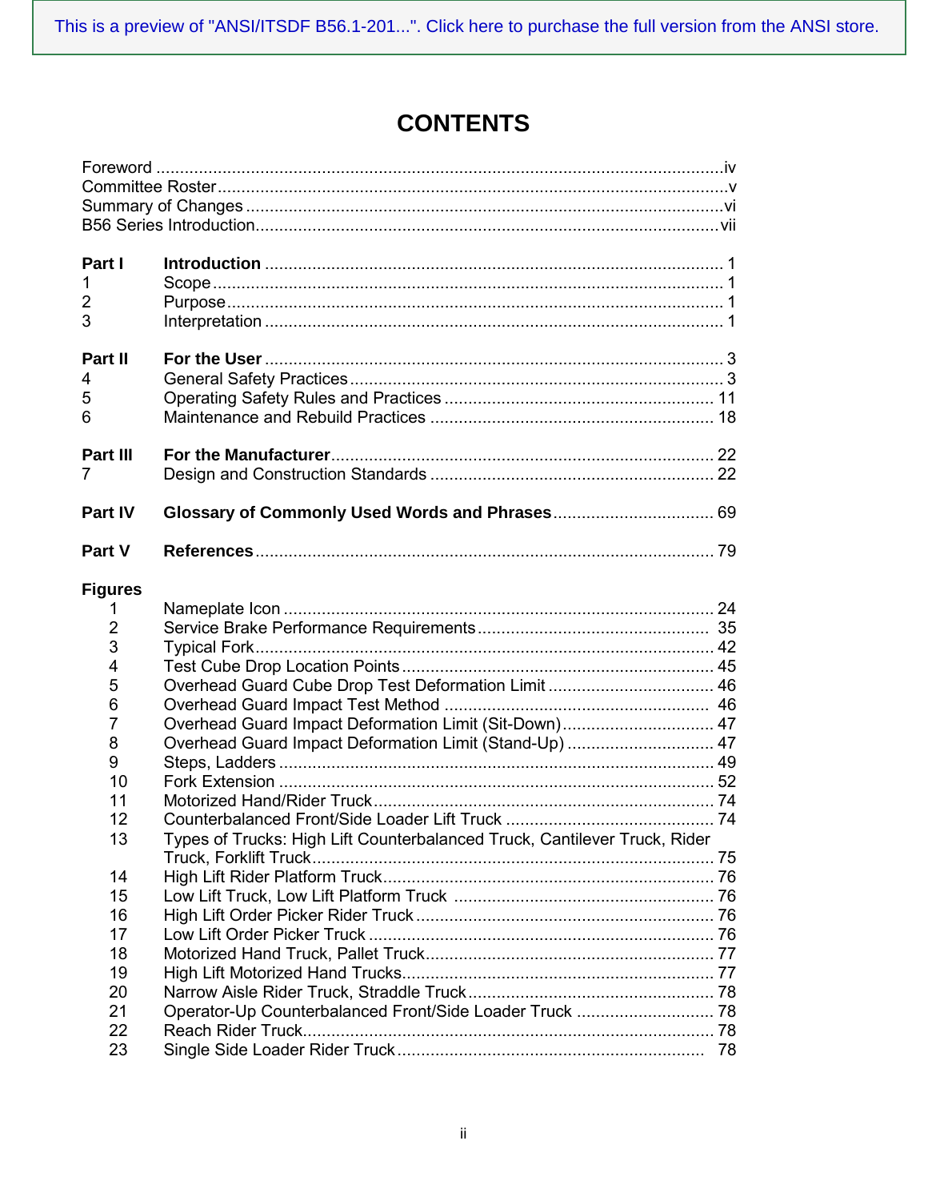This is a preview of "ANSI/ITSDF B56.1-201...". Click here to purchase the full version from the ANSI store.

# CONTENTS

| | | |
|---|---|---|
| Foreword | | iv |
| Committee Roster | | v |
| Summary of Changes | | vi |
| B56 Series Introduction | | vii |
| **Part I** | **Introduction** | 1 |
| 1 | Scope | 1 |
| 2 | Purpose | 1 |
| 3 | Interpretation | 1 |
| **Part II** | **For the User** | 3 |
| 4 | General Safety Practices | 3 |
| 5 | Operating Safety Rules and Practices | 11 |
| 6 | Maintenance and Rebuild Practices | 18 |
| **Part III** | **For the Manufacturer** | 22 |
| 7 | Design and Construction Standards | 22 |
| **Part IV** | **Glossary of Commonly Used Words and Phrases** | 69 |
| **Part V** | **References** | 79 |

**Figures**

| | | |
|---|---|---|
| 1 | Nameplate Icon | 24 |
| 2 | Service Brake Performance Requirements | 35 |
| 3 | Typical Fork | 42 |
| 4 | Test Cube Drop Location Points | 45 |
| 5 | Overhead Guard Cube Drop Test Deformation Limit | 46 |
| 6 | Overhead Guard Impact Test Method | 46 |
| 7 | Overhead Guard Impact Deformation Limit (Sit-Down) | 47 |
| 8 | Overhead Guard Impact Deformation Limit (Stand-Up) | 47 |
| 9 | Steps, Ladders | 49 |
| 10 | Fork Extension | 52 |
| 11 | Motorized Hand/Rider Truck | 74 |
| 12 | Counterbalanced Front/Side Loader Lift Truck | 74 |
| 13 | Types of Trucks: High Lift Counterbalanced Truck, Cantilever Truck, Rider Truck, Forklift Truck | 75 |
| 14 | High Lift Rider Platform Truck | 76 |
| 15 | Low Lift Truck, Low Lift Platform Truck | 76 |
| 16 | High Lift Order Picker Rider Truck | 76 |
| 17 | Low Lift Order Picker Truck | 76 |
| 18 | Motorized Hand Truck, Pallet Truck | 77 |
| 19 | High Lift Motorized Hand Trucks | 77 |
| 20 | Narrow Aisle Rider Truck, Straddle Truck | 78 |
| 21 | Operator-Up Counterbalanced Front/Side Loader Truck | 78 |
| 22 | Reach Rider Truck | 78 |
| 23 | Single Side Loader Rider Truck | 78 |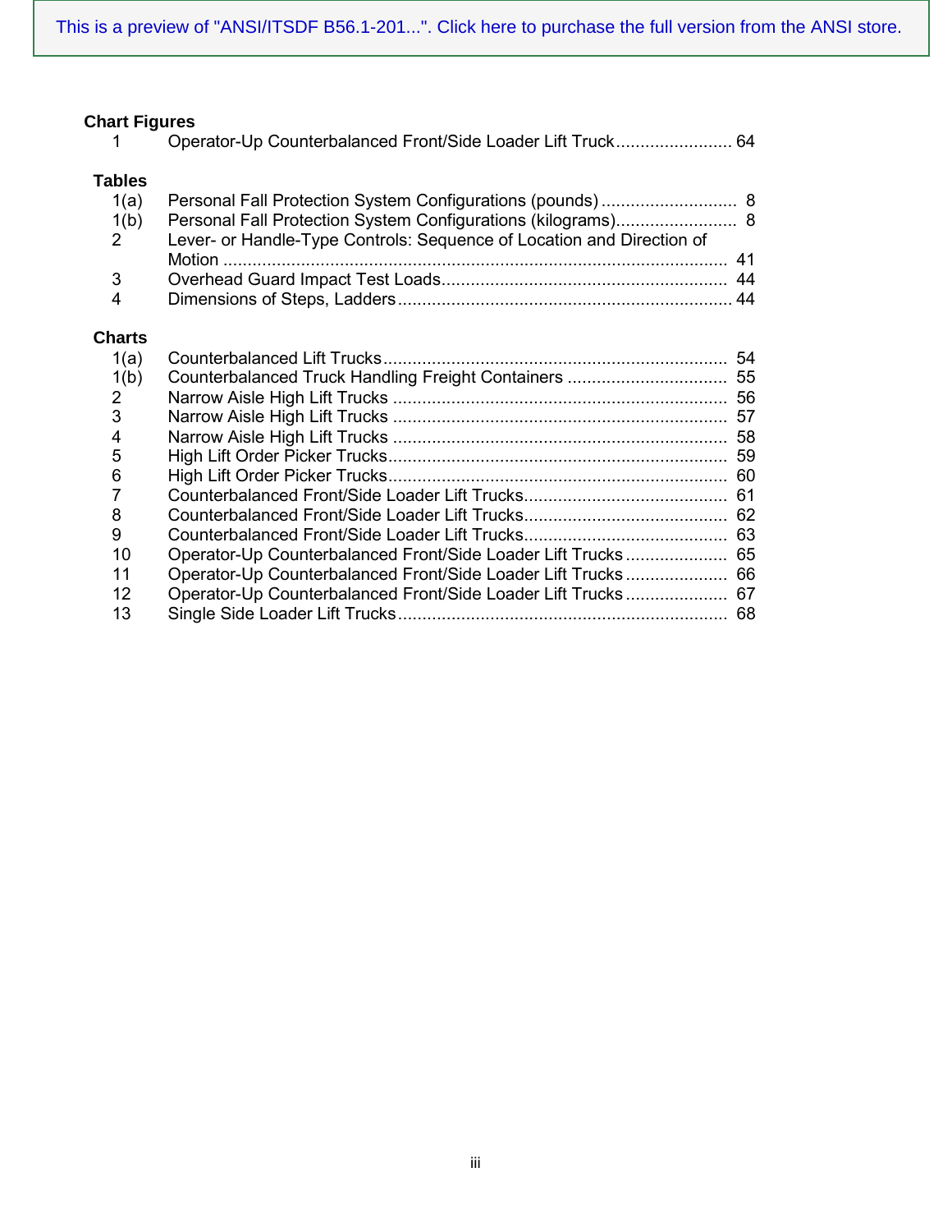**Chart Figures**

| | | |
|---|---|---|
| 1 | Operator-Up Counterbalanced Front/Side Loader Lift Truck | 64 |

**Tables**

| | | |
|---|---|---|
| 1(a) | Personal Fall Protection System Configurations (pounds) | 8 |
| 1(b) | Personal Fall Protection System Configurations (kilograms) | 8 |
| 2 | Lever- or Handle-Type Controls: Sequence of Location and Direction of Motion | 41 |
| 3 | Overhead Guard Impact Test Loads | 44 |
| 4 | Dimensions of Steps, Ladders | 44 |

**Charts**

| | | |
|---|---|---|
| 1(a) | Counterbalanced Lift Trucks | 54 |
| 1(b) | Counterbalanced Truck Handling Freight Containers | 55 |
| 2 | Narrow Aisle High Lift Trucks | 56 |
| 3 | Narrow Aisle High Lift Trucks | 57 |
| 4 | Narrow Aisle High Lift Trucks | 58 |
| 5 | High Lift Order Picker Trucks | 59 |
| 6 | High Lift Order Picker Trucks | 60 |
| 7 | Counterbalanced Front/Side Loader Lift Trucks | 61 |
| 8 | Counterbalanced Front/Side Loader Lift Trucks | 62 |
| 9 | Counterbalanced Front/Side Loader Lift Trucks | 63 |
| 10 | Operator-Up Counterbalanced Front/Side Loader Lift Trucks | 65 |
| 11 | Operator-Up Counterbalanced Front/Side Loader Lift Trucks | 66 |
| 12 | Operator-Up Counterbalanced Front/Side Loader Lift Trucks | 67 |
| 13 | Single Side Loader Lift Trucks | 68 |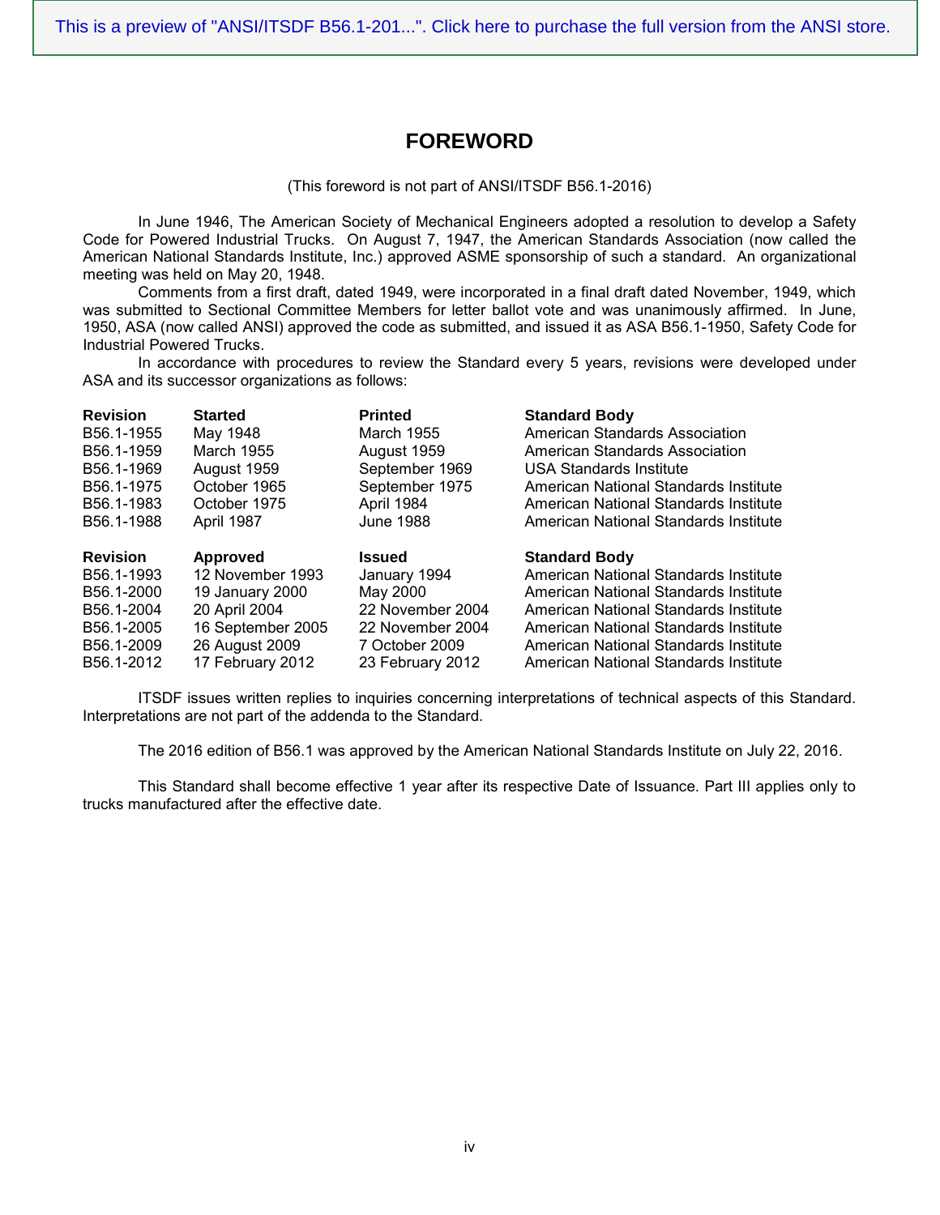## FOREWORD

(This foreword is not part of ANSI/ITSDF B56.1-2016)

In June 1946, The American Society of Mechanical Engineers adopted a resolution to develop a Safety Code for Powered Industrial Trucks. On August 7, 1947, the American Standards Association (now called the American National Standards Institute, Inc.) approved ASME sponsorship of such a standard. An organizational meeting was held on May 20, 1948.

Comments from a first draft, dated 1949, were incorporated in a final draft dated November, 1949, which was submitted to Sectional Committee Members for letter ballot vote and was unanimously affirmed. In June, 1950, ASA (now called ANSI) approved the code as submitted, and issued it as ASA B56.1-1950, Safety Code for Industrial Powered Trucks.

In accordance with procedures to review the Standard every 5 years, revisions were developed under ASA and its successor organizations as follows:

| Revision | Started | Printed | Standard Body |
|---|---|---|---|
| B56.1-1955 | May 1948 | March 1955 | American Standards Association |
| B56.1-1959 | March 1955 | August 1959 | American Standards Association |
| B56.1-1969 | August 1959 | September 1969 | USA Standards Institute |
| B56.1-1975 | October 1965 | September 1975 | American National Standards Institute |
| B56.1-1983 | October 1975 | April 1984 | American National Standards Institute |
| B56.1-1988 | April 1987 | June 1988 | American National Standards Institute |

| Revision | Approved | Issued | Standard Body |
|---|---|---|---|
| B56.1-1993 | 12 November 1993 | January 1994 | American National Standards Institute |
| B56.1-2000 | 19 January 2000 | May 2000 | American National Standards Institute |
| B56.1-2004 | 20 April 2004 | 22 November 2004 | American National Standards Institute |
| B56.1-2005 | 16 September 2005 | 22 November 2004 | American National Standards Institute |
| B56.1-2009 | 26 August 2009 | 7 October 2009 | American National Standards Institute |
| B56.1-2012 | 17 February 2012 | 23 February 2012 | American National Standards Institute |

ITSDF issues written replies to inquiries concerning interpretations of technical aspects of this Standard. Interpretations are not part of the addenda to the Standard.

The 2016 edition of B56.1 was approved by the American National Standards Institute on July 22, 2016.

This Standard shall become effective 1 year after its respective Date of Issuance. Part III applies only to trucks manufactured after the effective date.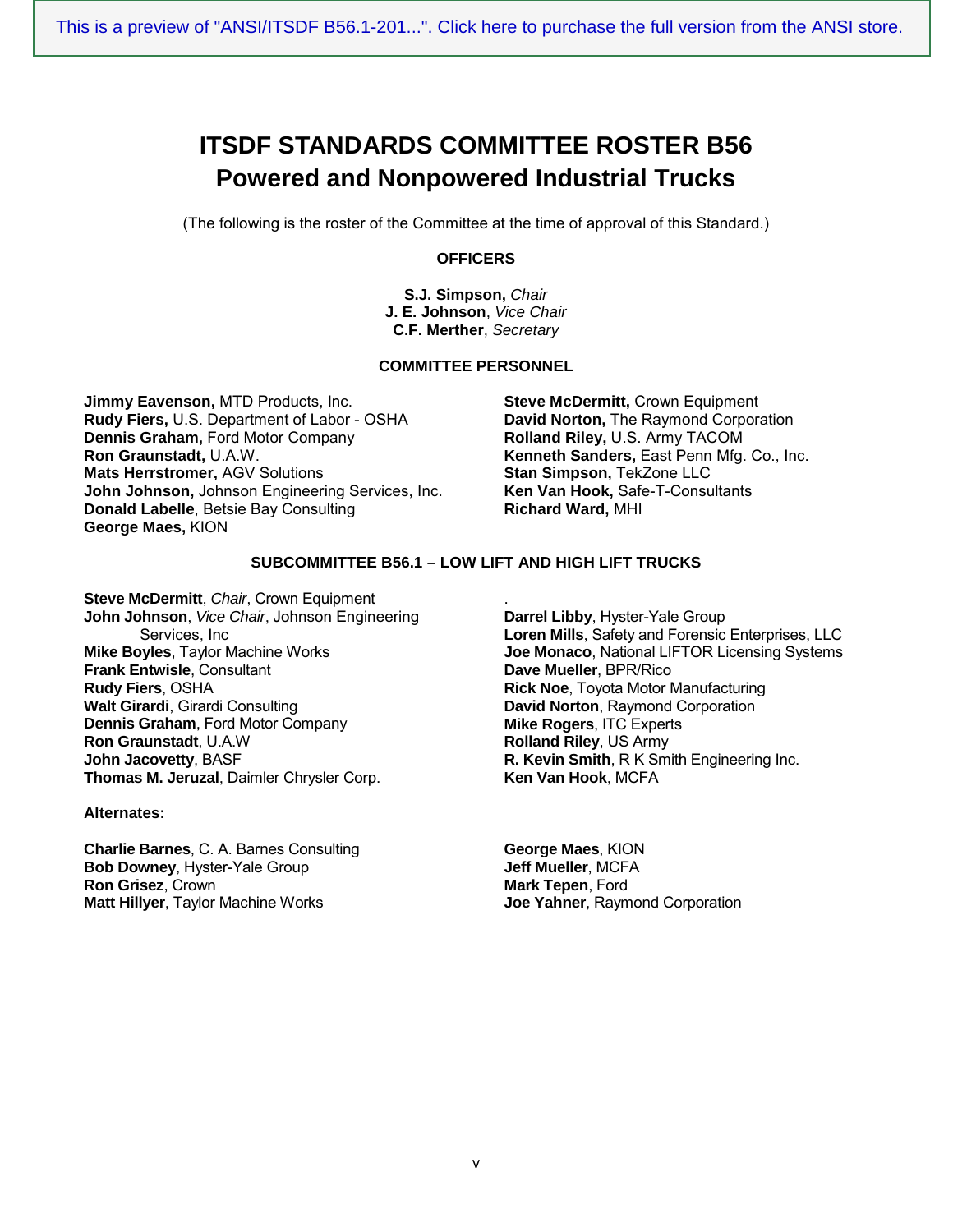# ITSDF STANDARDS COMMITTEE ROSTER B56
# Powered and Nonpowered Industrial Trucks

(The following is the roster of the Committee at the time of approval of this Standard.)

## OFFICERS

**S.J. Simpson,** *Chair*
**J. E. Johnson**, *Vice Chair*
**C.F. Merther**, *Secretary*

## COMMITTEE PERSONNEL

**Jimmy Eavenson,** MTD Products, Inc.
**Rudy Fiers,** U.S. Department of Labor - OSHA
**Dennis Graham,** Ford Motor Company
**Ron Graunstadt,** U.A.W.
**Mats Herrstromer,** AGV Solutions
**John Johnson,** Johnson Engineering Services, Inc.
**Donald Labelle**, Betsie Bay Consulting
**George Maes,** KION
**Steve McDermitt,** Crown Equipment
**David Norton,** The Raymond Corporation
**Rolland Riley,** U.S. Army TACOM
**Kenneth Sanders,** East Penn Mfg. Co., Inc.
**Stan Simpson,** TekZone LLC
**Ken Van Hook,** Safe-T-Consultants
**Richard Ward,** MHI

## SUBCOMMITTEE B56.1 – LOW LIFT AND HIGH LIFT TRUCKS

**Steve McDermitt**, *Chair*, Crown Equipment
**John Johnson**, *Vice Chair*, Johnson Engineering Services, Inc
**Mike Boyles**, Taylor Machine Works
**Frank Entwisle**, Consultant
**Rudy Fiers**, OSHA
**Walt Girardi**, Girardi Consulting
**Dennis Graham**, Ford Motor Company
**Ron Graunstadt**, U.A.W
**John Jacovetty**, BASF
**Thomas M. Jeruzal**, Daimler Chrysler Corp.
**Darrel Libby**, Hyster-Yale Group
**Loren Mills**, Safety and Forensic Enterprises, LLC
**Joe Monaco**, National LIFTOR Licensing Systems
**Dave Mueller**, BPR/Rico
**Rick Noe**, Toyota Motor Manufacturing
**David Norton**, Raymond Corporation
**Mike Rogers**, ITC Experts
**Rolland Riley**, US Army
**R. Kevin Smith**, R K Smith Engineering Inc.
**Ken Van Hook**, MCFA

**Alternates:**

**Charlie Barnes**, C. A. Barnes Consulting
**Bob Downey**, Hyster-Yale Group
**Ron Grisez**, Crown
**Matt Hillyer**, Taylor Machine Works
**George Maes**, KION
**Jeff Mueller**, MCFA
**Mark Tepen**, Ford
**Joe Yahner**, Raymond Corporation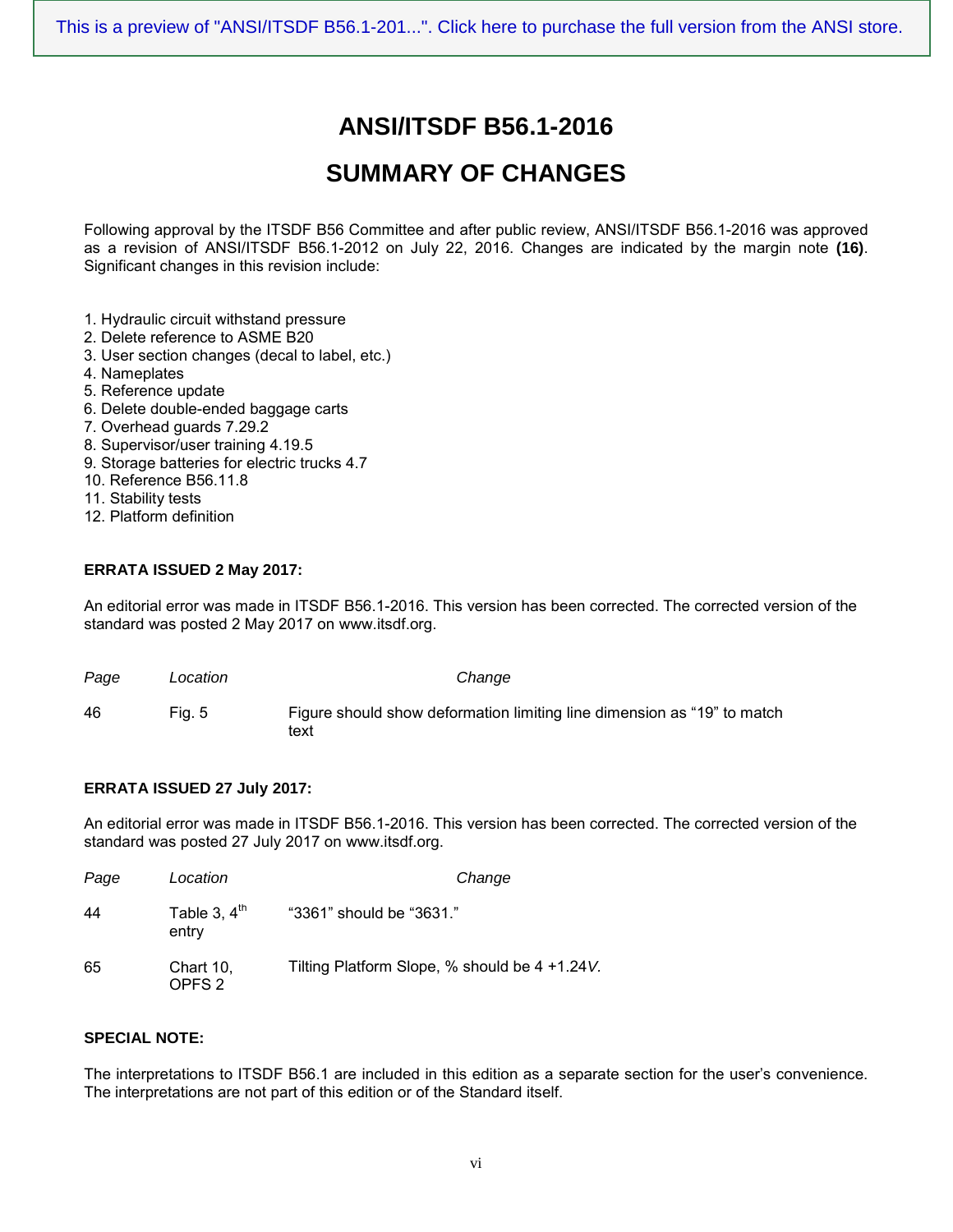This is a preview of "ANSI/ITSDF B56.1-201...". Click here to purchase the full version from the ANSI store.

# ANSI/ITSDF B56.1-2016

# SUMMARY OF CHANGES

Following approval by the ITSDF B56 Committee and after public review, ANSI/ITSDF B56.1-2016 was approved as a revision of ANSI/ITSDF B56.1-2012 on July 22, 2016. Changes are indicated by the margin note **(16)**. Significant changes in this revision include:

1. Hydraulic circuit withstand pressure
2. Delete reference to ASME B20
3. User section changes (decal to label, etc.)
4. Nameplates
5. Reference update
6. Delete double-ended baggage carts
7. Overhead guards 7.29.2
8. Supervisor/user training 4.19.5
9. Storage batteries for electric trucks 4.7
10. Reference B56.11.8
11. Stability tests
12. Platform definition

**ERRATA ISSUED 2 May 2017:**

An editorial error was made in ITSDF B56.1-2016. This version has been corrected. The corrected version of the standard was posted 2 May 2017 on www.itsdf.org.

| *Page* | *Location* | *Change* |
|---|---|---|
| 46 | Fig. 5 | Figure should show deformation limiting line dimension as "19" to match text |

**ERRATA ISSUED 27 July 2017:**

An editorial error was made in ITSDF B56.1-2016. This version has been corrected. The corrected version of the standard was posted 27 July 2017 on www.itsdf.org.

| *Page* | *Location* | *Change* |
|---|---|---|
| 44 | Table 3, 4th entry | "3361" should be "3631." |
| 65 | Chart 10, OPFS 2 | Tilting Platform Slope, % should be 4 +1.24*V*. |

**SPECIAL NOTE:**

The interpretations to ITSDF B56.1 are included in this edition as a separate section for the user's convenience. The interpretations are not part of this edition or of the Standard itself.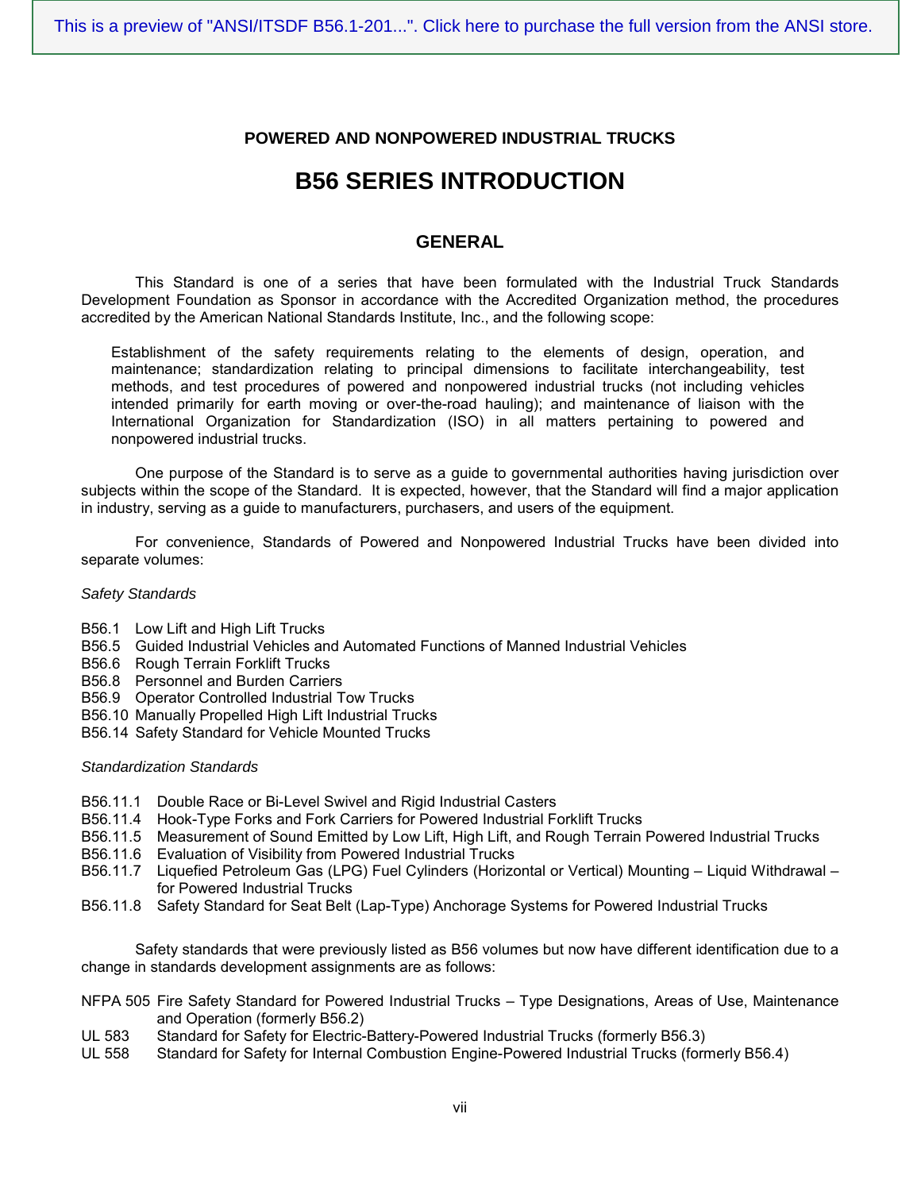# POWERED AND NONPOWERED INDUSTRIAL TRUCKS

# B56 SERIES INTRODUCTION

## GENERAL

This Standard is one of a series that have been formulated with the Industrial Truck Standards Development Foundation as Sponsor in accordance with the Accredited Organization method, the procedures accredited by the American National Standards Institute, Inc., and the following scope:

> Establishment of the safety requirements relating to the elements of design, operation, and maintenance; standardization relating to principal dimensions to facilitate interchangeability, test methods, and test procedures of powered and nonpowered industrial trucks (not including vehicles intended primarily for earth moving or over-the-road hauling); and maintenance of liaison with the International Organization for Standardization (ISO) in all matters pertaining to powered and nonpowered industrial trucks.

One purpose of the Standard is to serve as a guide to governmental authorities having jurisdiction over subjects within the scope of the Standard. It is expected, however, that the Standard will find a major application in industry, serving as a guide to manufacturers, purchasers, and users of the equipment.

For convenience, Standards of Powered and Nonpowered Industrial Trucks have been divided into separate volumes:

*Safety Standards*

- B56.1 Low Lift and High Lift Trucks
- B56.5 Guided Industrial Vehicles and Automated Functions of Manned Industrial Vehicles
- B56.6 Rough Terrain Forklift Trucks
- B56.8 Personnel and Burden Carriers
- B56.9 Operator Controlled Industrial Tow Trucks
- B56.10 Manually Propelled High Lift Industrial Trucks
- B56.14 Safety Standard for Vehicle Mounted Trucks

*Standardization Standards*

- B56.11.1 Double Race or Bi-Level Swivel and Rigid Industrial Casters
- B56.11.4 Hook-Type Forks and Fork Carriers for Powered Industrial Forklift Trucks
- B56.11.5 Measurement of Sound Emitted by Low Lift, High Lift, and Rough Terrain Powered Industrial Trucks
- B56.11.6 Evaluation of Visibility from Powered Industrial Trucks
- B56.11.7 Liquefied Petroleum Gas (LPG) Fuel Cylinders (Horizontal or Vertical) Mounting – Liquid Withdrawal – for Powered Industrial Trucks
- B56.11.8 Safety Standard for Seat Belt (Lap-Type) Anchorage Systems for Powered Industrial Trucks

Safety standards that were previously listed as B56 volumes but now have different identification due to a change in standards development assignments are as follows:

- NFPA 505 Fire Safety Standard for Powered Industrial Trucks – Type Designations, Areas of Use, Maintenance and Operation (formerly B56.2)
- UL 583 Standard for Safety for Electric-Battery-Powered Industrial Trucks (formerly B56.3)
- UL 558 Standard for Safety for Internal Combustion Engine-Powered Industrial Trucks (formerly B56.4)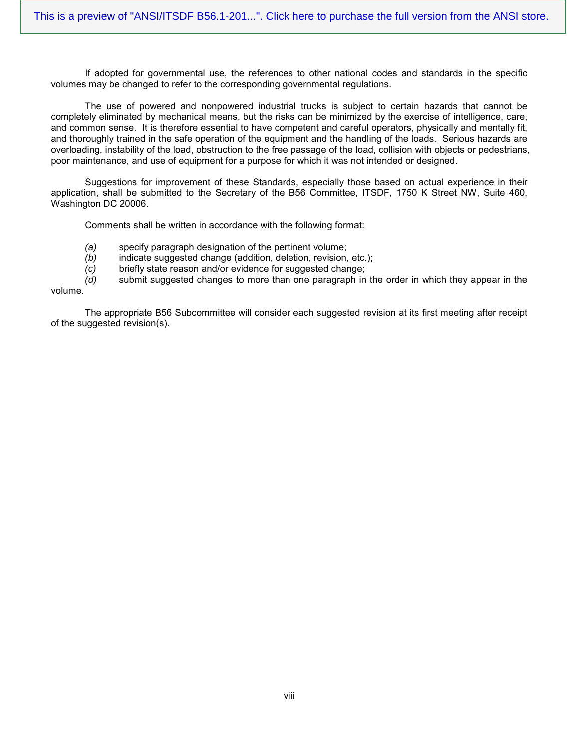If adopted for governmental use, the references to other national codes and standards in the specific volumes may be changed to refer to the corresponding governmental regulations.

The use of powered and nonpowered industrial trucks is subject to certain hazards that cannot be completely eliminated by mechanical means, but the risks can be minimized by the exercise of intelligence, care, and common sense. It is therefore essential to have competent and careful operators, physically and mentally fit, and thoroughly trained in the safe operation of the equipment and the handling of the loads. Serious hazards are overloading, instability of the load, obstruction to the free passage of the load, collision with objects or pedestrians, poor maintenance, and use of equipment for a purpose for which it was not intended or designed.

Suggestions for improvement of these Standards, especially those based on actual experience in their application, shall be submitted to the Secretary of the B56 Committee, ITSDF, 1750 K Street NW, Suite 460, Washington DC 20006.

Comments shall be written in accordance with the following format:

*(a)* specify paragraph designation of the pertinent volume;
*(b)* indicate suggested change (addition, deletion, revision, etc.);
*(c)* briefly state reason and/or evidence for suggested change;
*(d)* submit suggested changes to more than one paragraph in the order in which they appear in the volume.

The appropriate B56 Subcommittee will consider each suggested revision at its first meeting after receipt of the suggested revision(s).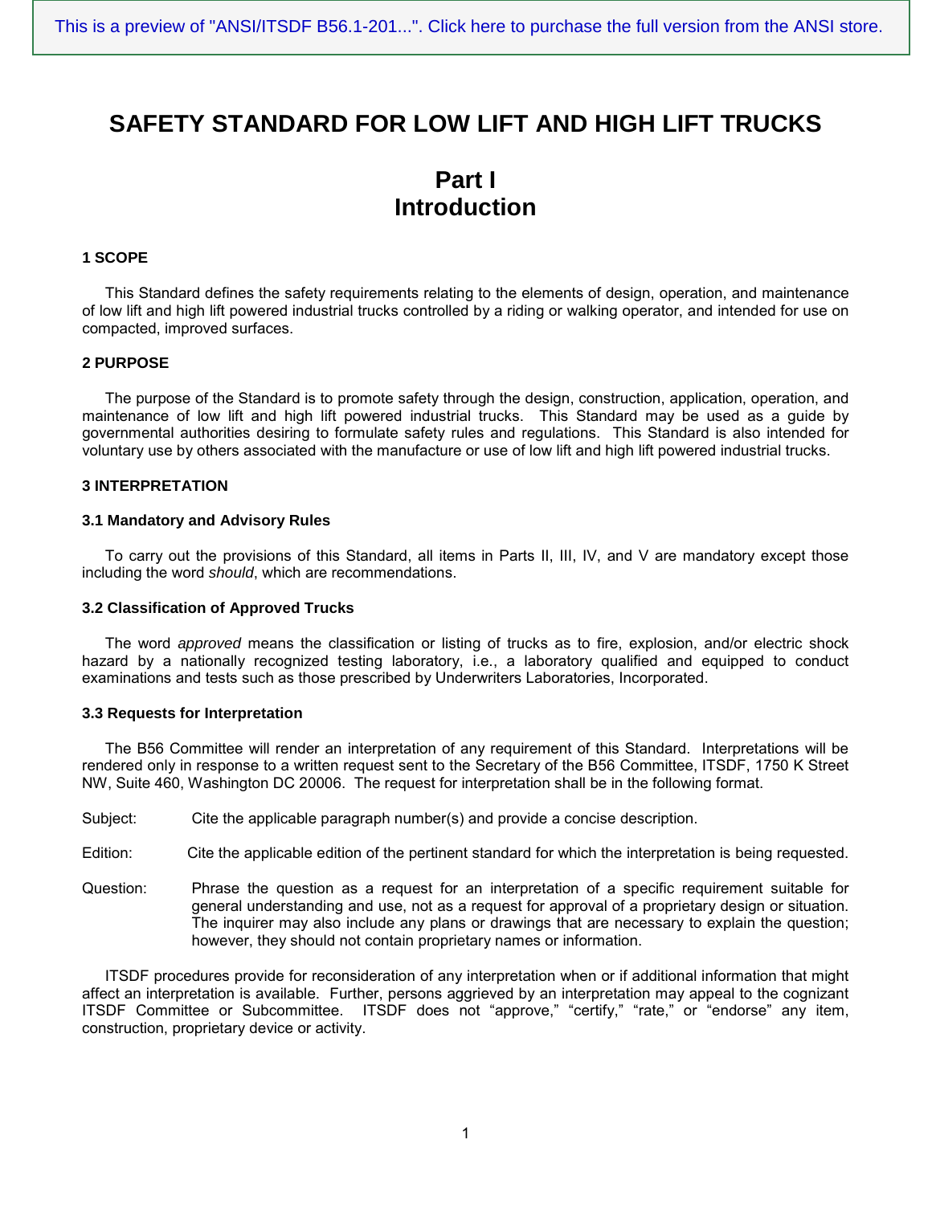# SAFETY STANDARD FOR LOW LIFT AND HIGH LIFT TRUCKS

# Part I
# Introduction

### 1 SCOPE

This Standard defines the safety requirements relating to the elements of design, operation, and maintenance of low lift and high lift powered industrial trucks controlled by a riding or walking operator, and intended for use on compacted, improved surfaces.

### 2 PURPOSE

The purpose of the Standard is to promote safety through the design, construction, application, operation, and maintenance of low lift and high lift powered industrial trucks. This Standard may be used as a guide by governmental authorities desiring to formulate safety rules and regulations. This Standard is also intended for voluntary use by others associated with the manufacture or use of low lift and high lift powered industrial trucks.

### 3 INTERPRETATION

#### 3.1 Mandatory and Advisory Rules

To carry out the provisions of this Standard, all items in Parts II, III, IV, and V are mandatory except those including the word *should*, which are recommendations.

#### 3.2 Classification of Approved Trucks

The word *approved* means the classification or listing of trucks as to fire, explosion, and/or electric shock hazard by a nationally recognized testing laboratory, i.e., a laboratory qualified and equipped to conduct examinations and tests such as those prescribed by Underwriters Laboratories, Incorporated.

#### 3.3 Requests for Interpretation

The B56 Committee will render an interpretation of any requirement of this Standard. Interpretations will be rendered only in response to a written request sent to the Secretary of the B56 Committee, ITSDF, 1750 K Street NW, Suite 460, Washington DC 20006. The request for interpretation shall be in the following format.

Subject: Cite the applicable paragraph number(s) and provide a concise description.

Edition: Cite the applicable edition of the pertinent standard for which the interpretation is being requested.

Question: Phrase the question as a request for an interpretation of a specific requirement suitable for general understanding and use, not as a request for approval of a proprietary design or situation. The inquirer may also include any plans or drawings that are necessary to explain the question; however, they should not contain proprietary names or information.

ITSDF procedures provide for reconsideration of any interpretation when or if additional information that might affect an interpretation is available. Further, persons aggrieved by an interpretation may appeal to the cognizant ITSDF Committee or Subcommittee. ITSDF does not “approve,” “certify,” “rate,” or “endorse” any item, construction, proprietary device or activity.